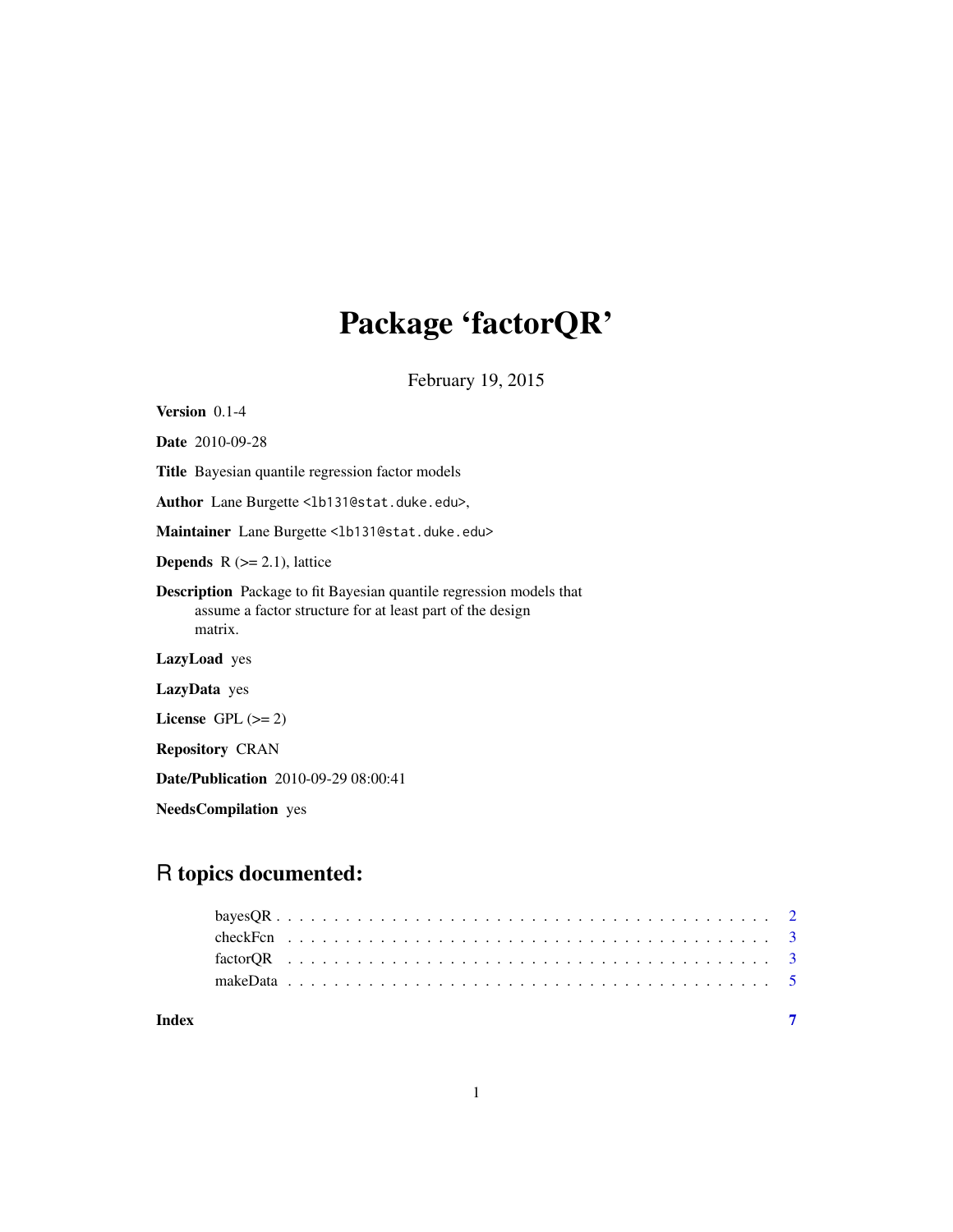# Package 'factorQR'

February 19, 2015

**Version** 0.1-4

**Date** 2010-09-28

**Title** Bayesian quantile regression factor models

**Author** Lane Burgette <lb131@stat.duke.edu>,

**Maintainer** Lane Burgette <lb131@stat.duke.edu>

**Depends** R (>= 2.1), lattice

**Description** Package to fit Bayesian quantile regression models that assume a factor structure for at least part of the design matrix.

**LazyLoad** yes

**LazyData** yes

**License** GPL (>= 2)

**Repository** CRAN

**Date/Publication** 2010-09-29 08:00:41

**NeedsCompilation** yes

## R topics documented:

| | |
|---|---|
| bayesQR | 2 |
| checkFcn | 3 |
| factorQR | 3 |
| makeData | 5 |
| **Index** | 7 |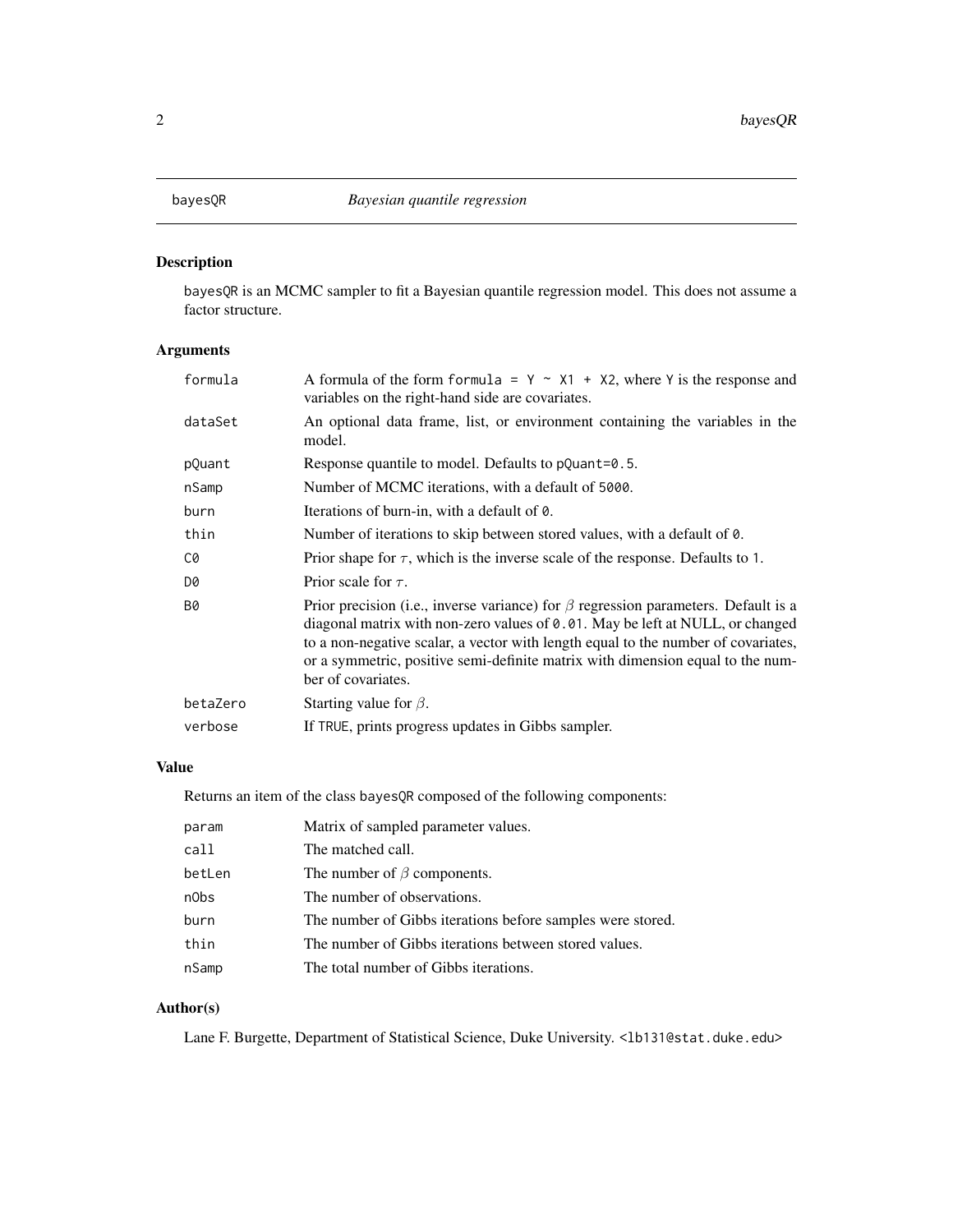# bayesQR — *Bayesian quantile regression*

## Description

bayesQR is an MCMC sampler to fit a Bayesian quantile regression model. This does not assume a factor structure.

## Arguments

| | |
|---|---|
| formula | A formula of the form `formula = Y ~ X1 + X2`, where Y is the response and variables on the right-hand side are covariates. |
| dataSet | An optional data frame, list, or environment containing the variables in the model. |
| pQuant | Response quantile to model. Defaults to `pQuant=0.5`. |
| nSamp | Number of MCMC iterations, with a default of `5000`. |
| burn | Iterations of burn-in, with a default of `0`. |
| thin | Number of iterations to skip between stored values, with a default of `0`. |
| C0 | Prior shape for $\tau$, which is the inverse scale of the response. Defaults to 1. |
| D0 | Prior scale for $\tau$. |
| B0 | Prior precision (i.e., inverse variance) for $\beta$ regression parameters. Default is a diagonal matrix with non-zero values of `0.01`. May be left at NULL, or changed to a non-negative scalar, a vector with length equal to the number of covariates, or a symmetric, positive semi-definite matrix with dimension equal to the number of covariates. |
| betaZero | Starting value for $\beta$. |
| verbose | If `TRUE`, prints progress updates in Gibbs sampler. |

## Value

Returns an item of the class bayesQR composed of the following components:

| | |
|---|---|
| param | Matrix of sampled parameter values. |
| call | The matched call. |
| betLen | The number of $\beta$ components. |
| nObs | The number of observations. |
| burn | The number of Gibbs iterations before samples were stored. |
| thin | The number of Gibbs iterations between stored values. |
| nSamp | The total number of Gibbs iterations. |

## Author(s)

Lane F. Burgette, Department of Statistical Science, Duke University. <lb131@stat.duke.edu>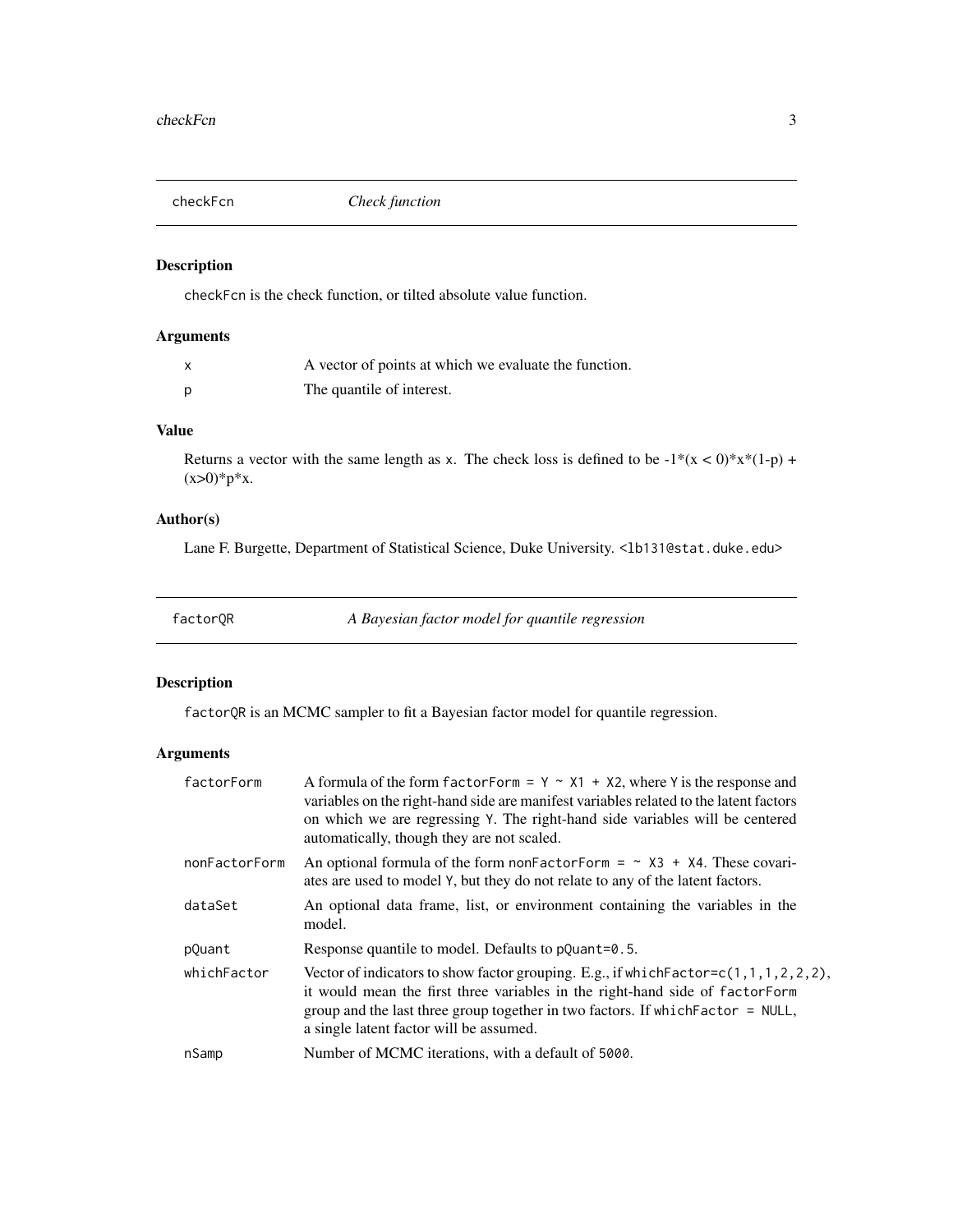## checkFcn *Check function*

### Description

`checkFcn` is the check function, or tilted absolute value function.

### Arguments

| | |
|---|---|
| x | A vector of points at which we evaluate the function. |
| p | The quantile of interest. |

### Value

Returns a vector with the same length as `x`. The check loss is defined to be -1*(x < 0)*x*(1-p) + (x>0)*p*x.

### Author(s)

Lane F. Burgette, Department of Statistical Science, Duke University. `<lb131@stat.duke.edu>`

## factorQR *A Bayesian factor model for quantile regression*

### Description

`factorQR` is an MCMC sampler to fit a Bayesian factor model for quantile regression.

### Arguments

| | |
|---|---|
| factorForm | A formula of the form `factorForm = Y ~ X1 + X2`, where `Y` is the response and variables on the right-hand side are manifest variables related to the latent factors on which we are regressing `Y`. The right-hand side variables will be centered automatically, though they are not scaled. |
| nonFactorForm | An optional formula of the form `nonFactorForm = ~ X3 + X4`. These covariates are used to model `Y`, but they do not relate to any of the latent factors. |
| dataSet | An optional data frame, list, or environment containing the variables in the model. |
| pQuant | Response quantile to model. Defaults to `pQuant=0.5`. |
| whichFactor | Vector of indicators to show factor grouping. E.g., if `whichFactor=c(1,1,1,2,2,2)`, it would mean the first three variables in the right-hand side of `factorForm` group and the last three group together in two factors. If `whichFactor = NULL`, a single latent factor will be assumed. |
| nSamp | Number of MCMC iterations, with a default of `5000`. |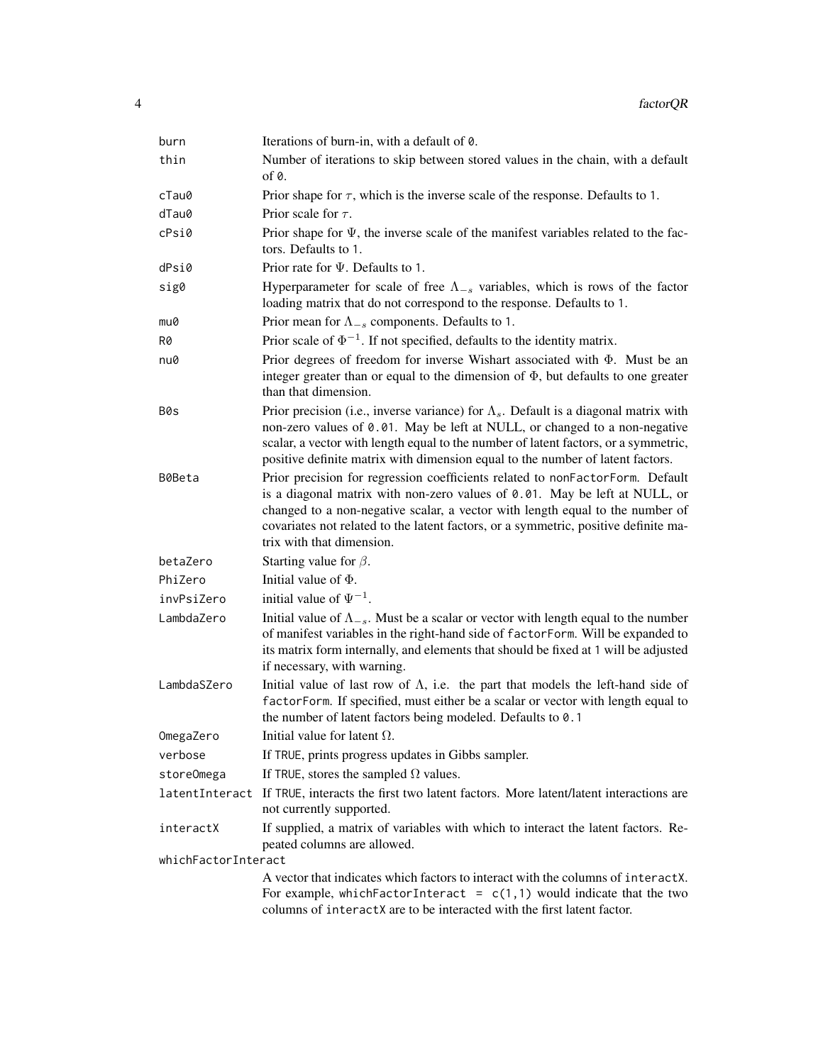| | |
|---|---|
| `burn` | Iterations of burn-in, with a default of `0`. |
| `thin` | Number of iterations to skip between stored values in the chain, with a default of `0`. |
| `cTau0` | Prior shape for $\tau$, which is the inverse scale of the response. Defaults to 1. |
| `dTau0` | Prior scale for $\tau$. |
| `cPsi0` | Prior shape for $\Psi$, the inverse scale of the manifest variables related to the factors. Defaults to 1. |
| `dPsi0` | Prior rate for $\Psi$. Defaults to 1. |
| `sig0` | Hyperparameter for scale of free $\Lambda_{-s}$ variables, which is rows of the factor loading matrix that do not correspond to the response. Defaults to 1. |
| `mu0` | Prior mean for $\Lambda_{-s}$ components. Defaults to 1. |
| `R0` | Prior scale of $\Phi^{-1}$. If not specified, defaults to the identity matrix. |
| `nu0` | Prior degrees of freedom for inverse Wishart associated with $\Phi$. Must be an integer greater than or equal to the dimension of $\Phi$, but defaults to one greater than that dimension. |
| `B0s` | Prior precision (i.e., inverse variance) for $\Lambda_s$. Default is a diagonal matrix with non-zero values of `0.01`. May be left at NULL, or changed to a non-negative scalar, a vector with length equal to the number of latent factors, or a symmetric, positive definite matrix with dimension equal to the number of latent factors. |
| `B0Beta` | Prior precision for regression coefficients related to `nonFactorForm`. Default is a diagonal matrix with non-zero values of `0.01`. May be left at NULL, or changed to a non-negative scalar, a vector with length equal to the number of covariates not related to the latent factors, or a symmetric, positive definite matrix with that dimension. |
| `betaZero` | Starting value for $\beta$. |
| `PhiZero` | Initial value of $\Phi$. |
| `invPsiZero` | initial value of $\Psi^{-1}$. |
| `LambdaZero` | Initial value of $\Lambda_{-s}$. Must be a scalar or vector with length equal to the number of manifest variables in the right-hand side of `factorForm`. Will be expanded to its matrix form internally, and elements that should be fixed at 1 will be adjusted if necessary, with warning. |
| `LambdaSZero` | Initial value of last row of $\Lambda$, i.e. the part that models the left-hand side of `factorForm`. If specified, must either be a scalar or vector with length equal to the number of latent factors being modeled. Defaults to `0.1` |
| `OmegaZero` | Initial value for latent $\Omega$. |
| `verbose` | If TRUE, prints progress updates in Gibbs sampler. |
| `storeOmega` | If TRUE, stores the sampled $\Omega$ values. |
| `latentInteract` | If TRUE, interacts the first two latent factors. More latent/latent interactions are not currently supported. |
| `interactX` | If supplied, a matrix of variables with which to interact the latent factors. Repeated columns are allowed. |
| `whichFactorInteract` | A vector that indicates which factors to interact with the columns of `interactX`. For example, `whichFactorInteract = c(1,1)` would indicate that the two columns of `interactX` are to be interacted with the first latent factor. |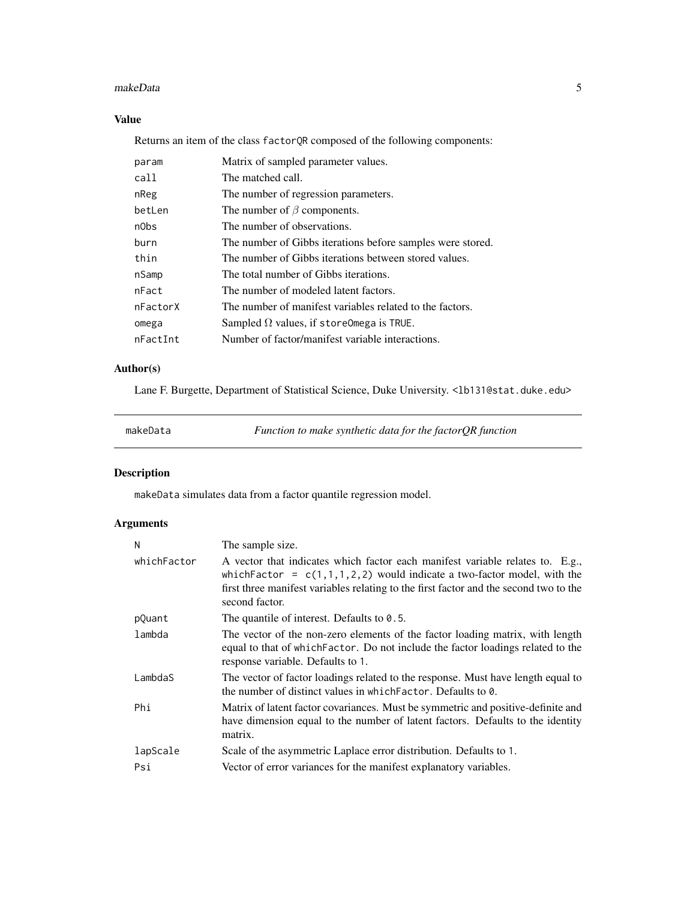## Value

Returns an item of the class `factorQR` composed of the following components:

| | |
|---|---|
| `param` | Matrix of sampled parameter values. |
| `call` | The matched call. |
| `nReg` | The number of regression parameters. |
| `betLen` | The number of $\beta$ components. |
| `nObs` | The number of observations. |
| `burn` | The number of Gibbs iterations before samples were stored. |
| `thin` | The number of Gibbs iterations between stored values. |
| `nSamp` | The total number of Gibbs iterations. |
| `nFact` | The number of modeled latent factors. |
| `nFactorX` | The number of manifest variables related to the factors. |
| `omega` | Sampled $\Omega$ values, if `storeOmega` is `TRUE`. |
| `nFactInt` | Number of factor/manifest variable interactions. |

## Author(s)

Lane F. Burgette, Department of Statistical Science, Duke University. <lb131@stat.duke.edu>

---

# makeData — *Function to make synthetic data for the factorQR function*

---

## Description

`makeData` simulates data from a factor quantile regression model.

## Arguments

| | |
|---|---|
| `N` | The sample size. |
| `whichFactor` | A vector that indicates which factor each manifest variable relates to. E.g., `whichFactor = c(1,1,1,2,2)` would indicate a two-factor model, with the first three manifest variables relating to the first factor and the second two to the second factor. |
| `pQuant` | The quantile of interest. Defaults to `0.5`. |
| `lambda` | The vector of the non-zero elements of the factor loading matrix, with length equal to that of `whichFactor`. Do not include the factor loadings related to the response variable. Defaults to `1`. |
| `LambdaS` | The vector of factor loadings related to the response. Must have length equal to the number of distinct values in `whichFactor`. Defaults to `0`. |
| `Phi` | Matrix of latent factor covariances. Must be symmetric and positive-definite and have dimension equal to the number of latent factors. Defaults to the identity matrix. |
| `lapScale` | Scale of the asymmetric Laplace error distribution. Defaults to `1`. |
| `Psi` | Vector of error variances for the manifest explanatory variables. |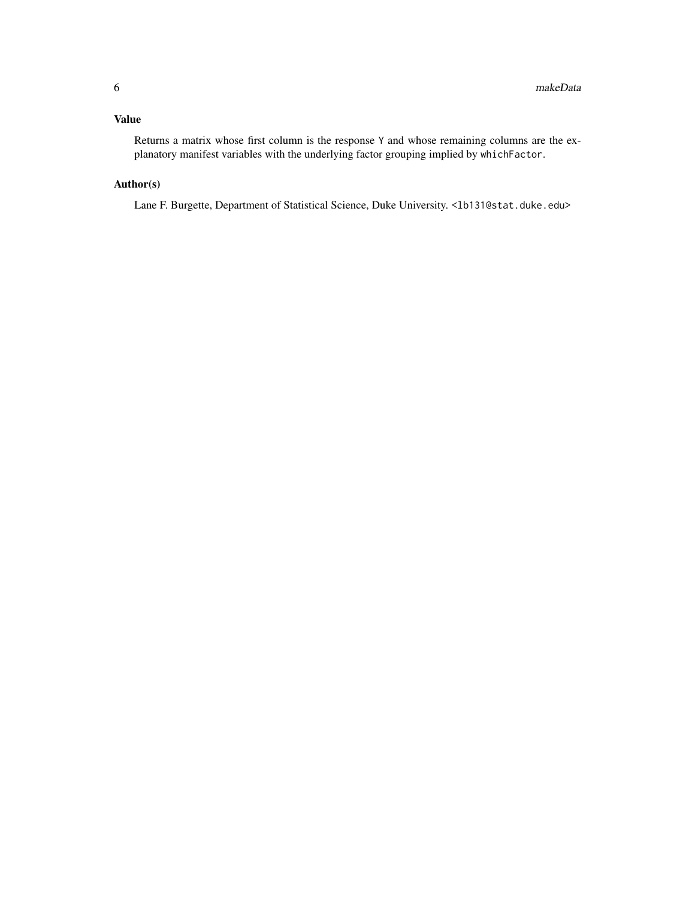### Value

Returns a matrix whose first column is the response `Y` and whose remaining columns are the explanatory manifest variables with the underlying factor grouping implied by `whichFactor`.

### Author(s)

Lane F. Burgette, Department of Statistical Science, Duke University. <lb131@stat.duke.edu>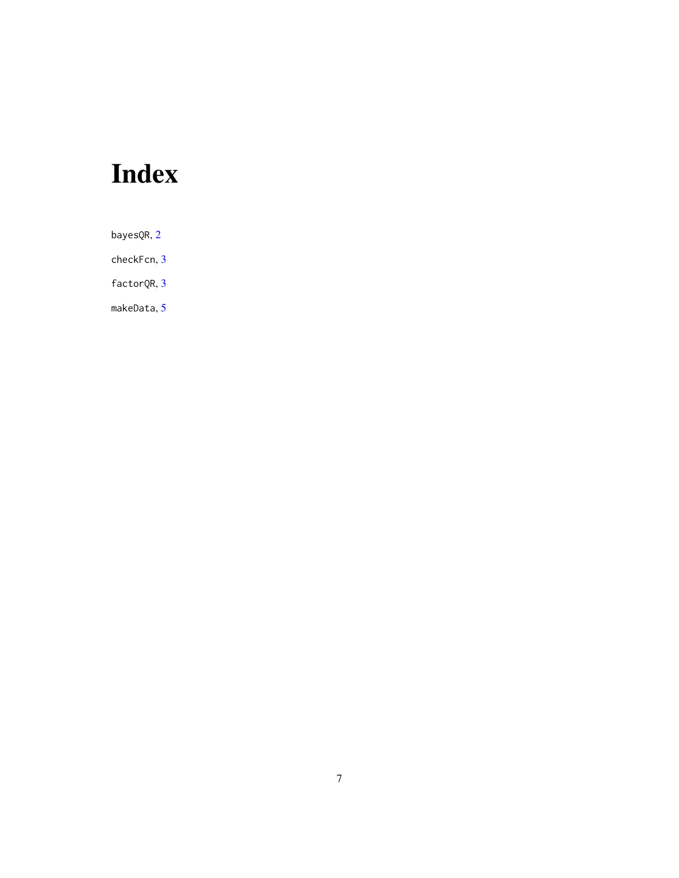# Index

bayesQR, 2

checkFcn, 3

factorQR, 3

makeData, 5